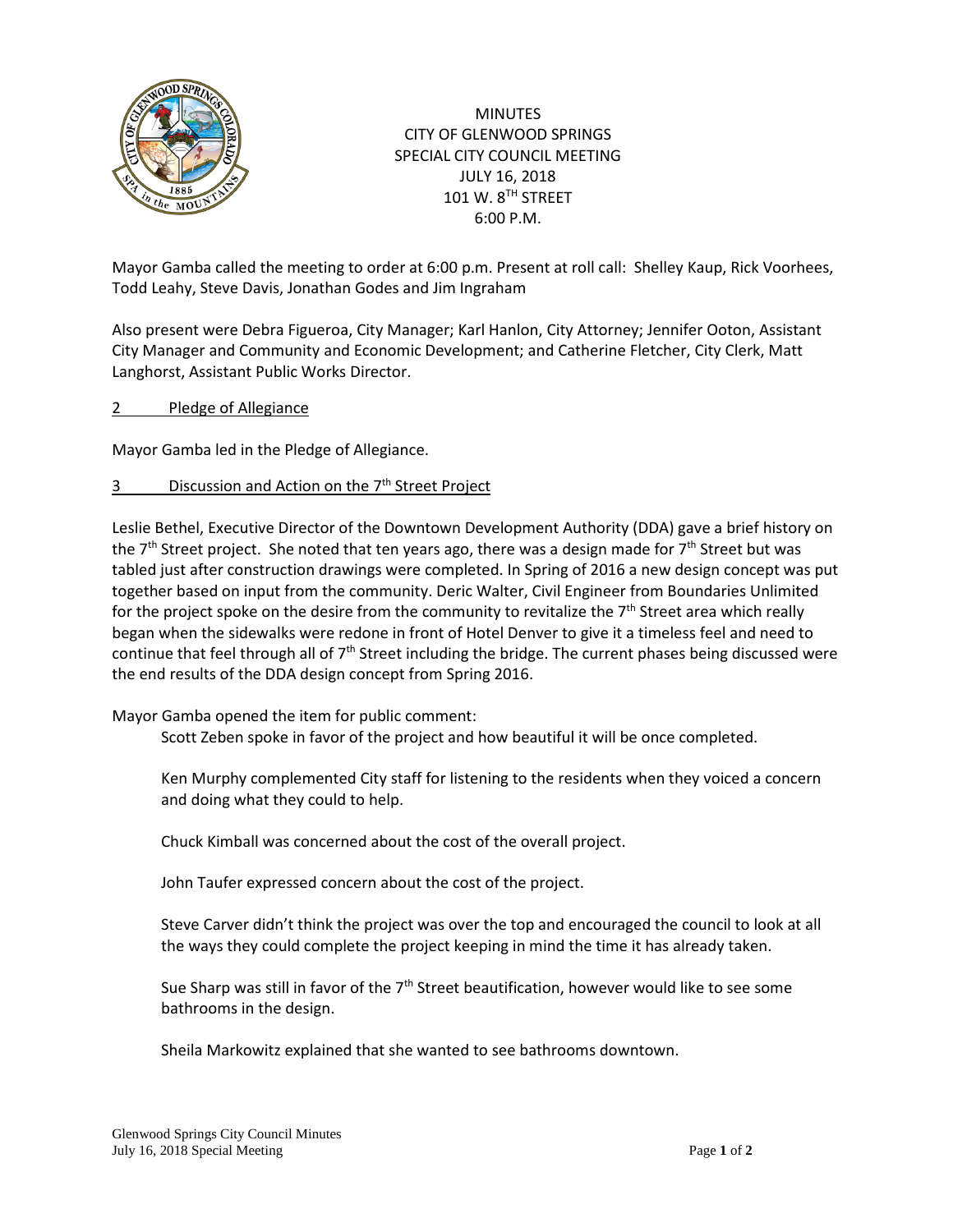MINUTES
CITY OF GLENWOOD SPRINGS
SPECIAL CITY COUNCIL MEETING
JULY 16, 2018
101 W. 8TH STREET
6:00 P.M.

Mayor Gamba called the meeting to order at 6:00 p.m. Present at roll call: Shelley Kaup, Rick Voorhees, Todd Leahy, Steve Davis, Jonathan Godes and Jim Ingraham

Also present were Debra Figueroa, City Manager; Karl Hanlon, City Attorney; Jennifer Ooton, Assistant City Manager and Community and Economic Development; and Catherine Fletcher, City Clerk, Matt Langhorst, Assistant Public Works Director.

2 Pledge of Allegiance

Mayor Gamba led in the Pledge of Allegiance.

3 Discussion and Action on the 7th Street Project

Leslie Bethel, Executive Director of the Downtown Development Authority (DDA) gave a brief history on the 7th Street project. She noted that ten years ago, there was a design made for 7th Street but was tabled just after construction drawings were completed. In Spring of 2016 a new design concept was put together based on input from the community. Deric Walter, Civil Engineer from Boundaries Unlimited for the project spoke on the desire from the community to revitalize the 7th Street area which really began when the sidewalks were redone in front of Hotel Denver to give it a timeless feel and need to continue that feel through all of 7th Street including the bridge. The current phases being discussed were the end results of the DDA design concept from Spring 2016.

Mayor Gamba opened the item for public comment:

Scott Zeben spoke in favor of the project and how beautiful it will be once completed.

Ken Murphy complemented City staff for listening to the residents when they voiced a concern and doing what they could to help.

Chuck Kimball was concerned about the cost of the overall project.

John Taufer expressed concern about the cost of the project.

Steve Carver didn't think the project was over the top and encouraged the council to look at all the ways they could complete the project keeping in mind the time it has already taken.

Sue Sharp was still in favor of the 7th Street beautification, however would like to see some bathrooms in the design.

Sheila Markowitz explained that she wanted to see bathrooms downtown.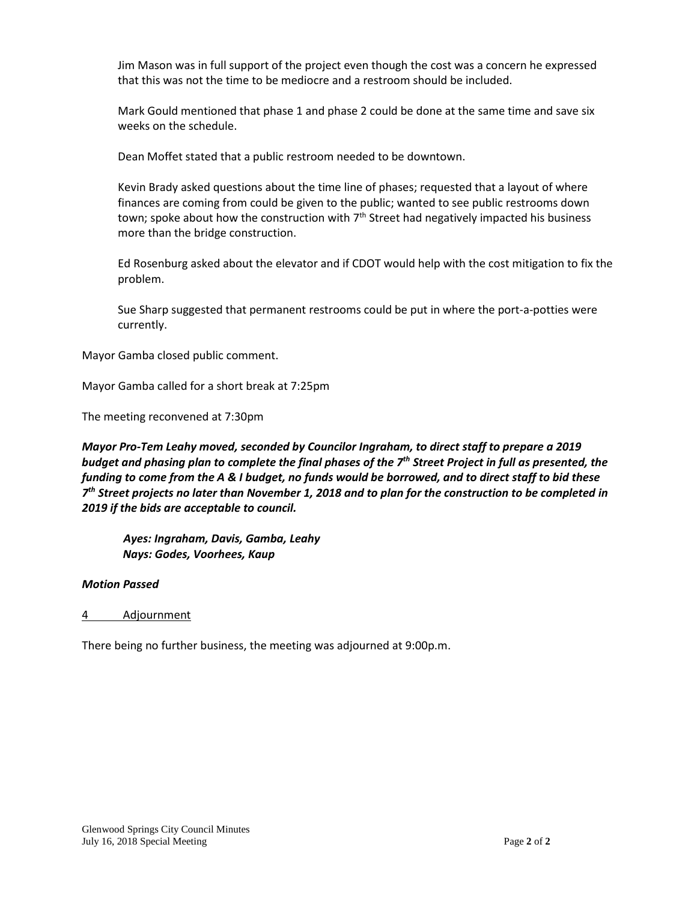Jim Mason was in full support of the project even though the cost was a concern he expressed that this was not the time to be mediocre and a restroom should be included.

Mark Gould mentioned that phase 1 and phase 2 could be done at the same time and save six weeks on the schedule.

Dean Moffet stated that a public restroom needed to be downtown.

Kevin Brady asked questions about the time line of phases; requested that a layout of where finances are coming from could be given to the public; wanted to see public restrooms down town; spoke about how the construction with 7th Street had negatively impacted his business more than the bridge construction.

Ed Rosenburg asked about the elevator and if CDOT would help with the cost mitigation to fix the problem.

Sue Sharp suggested that permanent restrooms could be put in where the port-a-potties were currently.

Mayor Gamba closed public comment.

Mayor Gamba called for a short break at 7:25pm

The meeting reconvened at 7:30pm

***Mayor Pro-Tem Leahy moved, seconded by Councilor Ingraham, to direct staff to prepare a 2019 budget and phasing plan to complete the final phases of the 7th Street Project in full as presented, the funding to come from the A & I budget, no funds would be borrowed, and to direct staff to bid these 7th Street projects no later than November 1, 2018 and to plan for the construction to be completed in 2019 if the bids are acceptable to council.***

***Ayes: Ingraham, Davis, Gamba, Leahy***
***Nays: Godes, Voorhees, Kaup***

***Motion Passed***

4 Adjournment

There being no further business, the meeting was adjourned at 9:00p.m.